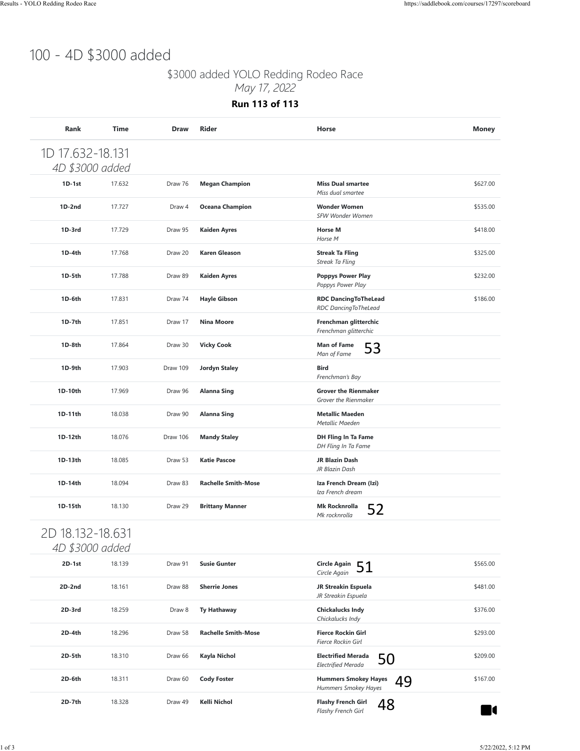# 100 - 4D $3000 added

## $3000 added YOLO Redding Rodeo Race

*May 17, 2022*

**Run 113 of 113**

| Rank | Time | Draw | Rider | Horse | Money |
|---|---|---|---|---|---|
| **1D 17.632-18.131** *4D $3000 added* | | | | | |
| **1D-1st** | 17.632 | Draw 76 | **Megan Champion** | **Miss Dual smartee** *Miss dual smartee* | $627.00 |
| **1D-2nd** | 17.727 | Draw 4 | **Oceana Champion** | **Wonder Women** *SFW Wonder Women* | $535.00 |
| **1D-3rd** | 17.729 | Draw 95 | **Kaiden Ayres** | **Horse M** *Horse M* | $418.00 |
| **1D-4th** | 17.768 | Draw 20 | **Karen Gleason** | **Streak Ta Fling** *Streak Ta Fling* | $325.00 |
| **1D-5th** | 17.788 | Draw 89 | **Kaiden Ayres** | **Poppys Power Play** *Poppys Power Play* | $232.00 |
| **1D-6th** | 17.831 | Draw 74 | **Hayle Gibson** | **RDC DancingToTheLead** *RDC DancingToTheLead* | $186.00 |
| **1D-7th** | 17.851 | Draw 17 | **Nina Moore** | **Frenchman glitterchic** *Frenchman glitterchic* | |
| **1D-8th** | 17.864 | Draw 30 | **Vicky Cook** | **Man of Fame** *Man of Fame* 53 | |
| **1D-9th** | 17.903 | Draw 109 | **Jordyn Staley** | **Bird** *Frenchman's Bay* | |
| **1D-10th** | 17.969 | Draw 96 | **Alanna Sing** | **Grover the Rienmaker** *Grover the Rienmaker* | |
| **1D-11th** | 18.038 | Draw 90 | **Alanna Sing** | **Metallic Maeden** *Metallic Maeden* | |
| **1D-12th** | 18.076 | Draw 106 | **Mandy Staley** | **DH Fling In Ta Fame** *DH Fling In Ta Fame* | |
| **1D-13th** | 18.085 | Draw 53 | **Katie Pascoe** | **JR Blazin Dash** *JR Blazin Dash* | |
| **1D-14th** | 18.094 | Draw 83 | **Rachelle Smith-Mose** | **Iza French Dream (Izi)** *Iza French dream* | |
| **1D-15th** | 18.130 | Draw 29 | **Brittany Manner** | **Mk Rocknrolla** *Mk rocknrolla* 52 | |
| **2D 18.132-18.631** *4D $3000 added* | | | | | |
| **2D-1st** | 18.139 | Draw 91 | **Susie Gunter** | **Circle Again** *Circle Again* 51 | $565.00 |
| **2D-2nd** | 18.161 | Draw 88 | **Sherrie Jones** | **JR Streakin Espuela** *JR Streakin Espuela* | $481.00 |
| **2D-3rd** | 18.259 | Draw 8 | **Ty Hathaway** | **Chickalucks Indy** *Chickalucks Indy* | $376.00 |
| **2D-4th** | 18.296 | Draw 58 | **Rachelle Smith-Mose** | **Fierce Rockin Girl** *Fierce Rockin Girl* | $293.00 |
| **2D-5th** | 18.310 | Draw 66 | **Kayla Nichol** | **Electrified Merada** *Electrified Merada* 50 | $209.00 |
| **2D-6th** | 18.311 | Draw 60 | **Cody Foster** | **Hummers Smokey Hayes** *Hummers Smokey Hayes* 49 | $167.00 |
| **2D-7th** | 18.328 | Draw 49 | **Kelli Nichol** | **Flashy French Girl** *Flashy French Girl* 48 | |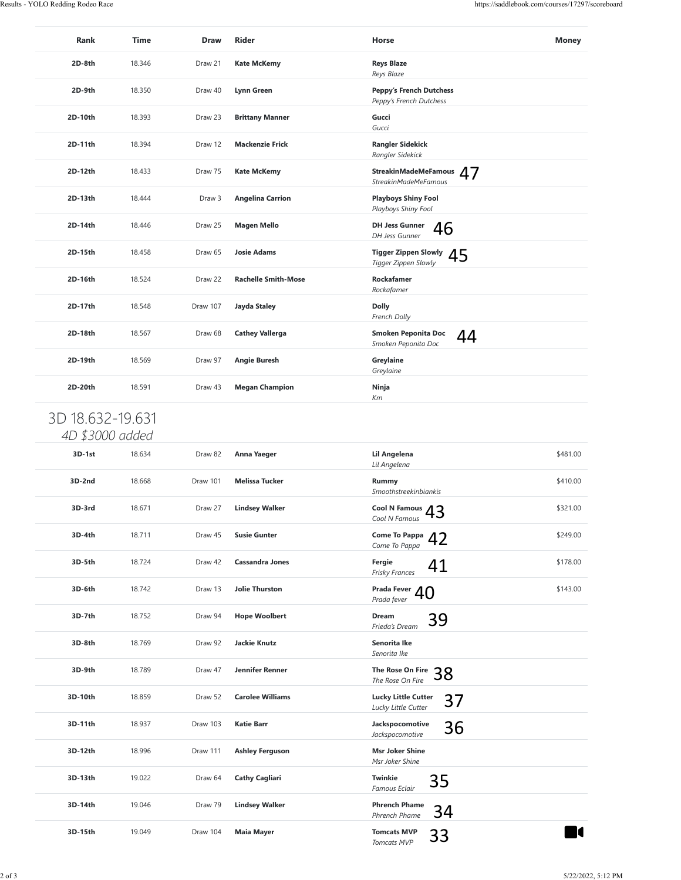| Rank | Time | Draw | Rider | Horse | Money |
|---|---|---|---|---|---|
| 2D-8th | 18.346 | Draw 21 | Kate McKemy | Reys Blaze<br>*Reys Blaze* | |
| 2D-9th | 18.350 | Draw 40 | Lynn Green | Peppy's French Dutchess<br>*Peppy's French Dutchess* | |
| 2D-10th | 18.393 | Draw 23 | Brittany Manner | Gucci<br>*Gucci* | |
| 2D-11th | 18.394 | Draw 12 | Mackenzie Frick | Rangler Sidekick<br>*Rangler Sidekick* | |
| 2D-12th | 18.433 | Draw 75 | Kate McKemy | StreakinMadeMeFamous 47<br>*StreakinMadeMeFamous* | |
| 2D-13th | 18.444 | Draw 3 | Angelina Carrion | Playboys Shiny Fool<br>*Playboys Shiny Fool* | |
| 2D-14th | 18.446 | Draw 25 | Magen Mello | DH Jess Gunner 46<br>*DH Jess Gunner* | |
| 2D-15th | 18.458 | Draw 65 | Josie Adams | Tigger Zippen Slowly 45<br>*Tigger Zippen Slowly* | |
| 2D-16th | 18.524 | Draw 22 | Rachelle Smith-Mose | Rockafamer<br>*Rockafamer* | |
| 2D-17th | 18.548 | Draw 107 | Jayda Staley | Dolly<br>*French Dolly* | |
| 2D-18th | 18.567 | Draw 68 | Cathey Vallerga | Smoken Peponita Doc 44<br>*Smoken Peponita Doc* | |
| 2D-19th | 18.569 | Draw 97 | Angie Buresh | Greylaine<br>*Greylaine* | |
| 2D-20th | 18.591 | Draw 43 | Megan Champion | Ninja<br>*Km* | |

## 3D 18.632-19.631

*4D $3000 added*

| Rank | Time | Draw | Rider | Horse | Money |
|---|---|---|---|---|---|
| 3D-1st | 18.634 | Draw 82 | Anna Yaeger | Lil Angelena<br>*Lil Angelena* | $481.00 |
| 3D-2nd | 18.668 | Draw 101 | Melissa Tucker | Rummy<br>*Smoothstreekinbiankis* | $410.00 |
| 3D-3rd | 18.671 | Draw 27 | Lindsey Walker | Cool N Famous 43<br>*Cool N Famous* | $321.00 |
| 3D-4th | 18.711 | Draw 45 | Susie Gunter | Come To Pappa 42<br>*Come To Pappa* | $249.00 |
| 3D-5th | 18.724 | Draw 42 | Cassandra Jones | Fergie 41<br>*Frisky Frances* | $178.00 |
| 3D-6th | 18.742 | Draw 13 | Jolie Thurston | Prada Fever 40<br>*Prada fever* | $143.00 |
| 3D-7th | 18.752 | Draw 94 | Hope Woolbert | Dream 39<br>*Frieda's Dream* | |
| 3D-8th | 18.769 | Draw 92 | Jackie Knutz | Senorita Ike<br>*Senorita Ike* | |
| 3D-9th | 18.789 | Draw 47 | Jennifer Renner | The Rose On Fire 38<br>*The Rose On Fire* | |
| 3D-10th | 18.859 | Draw 52 | Carolee Williams | Lucky Little Cutter 37<br>*Lucky Little Cutter* | |
| 3D-11th | 18.937 | Draw 103 | Katie Barr | Jackspocomotive 36<br>*Jackspocomotive* | |
| 3D-12th | 18.996 | Draw 111 | Ashley Ferguson | Msr Joker Shine<br>*Msr Joker Shine* | |
| 3D-13th | 19.022 | Draw 64 | Cathy Cagliari | Twinkie 35<br>*Famous Eclair* | |
| 3D-14th | 19.046 | Draw 79 | Lindsey Walker | Phrench Phame 34<br>*Phrench Phame* | |
| 3D-15th | 19.049 | Draw 104 | Maia Mayer | Tomcats MVP 33<br>*Tomcats MVP* | |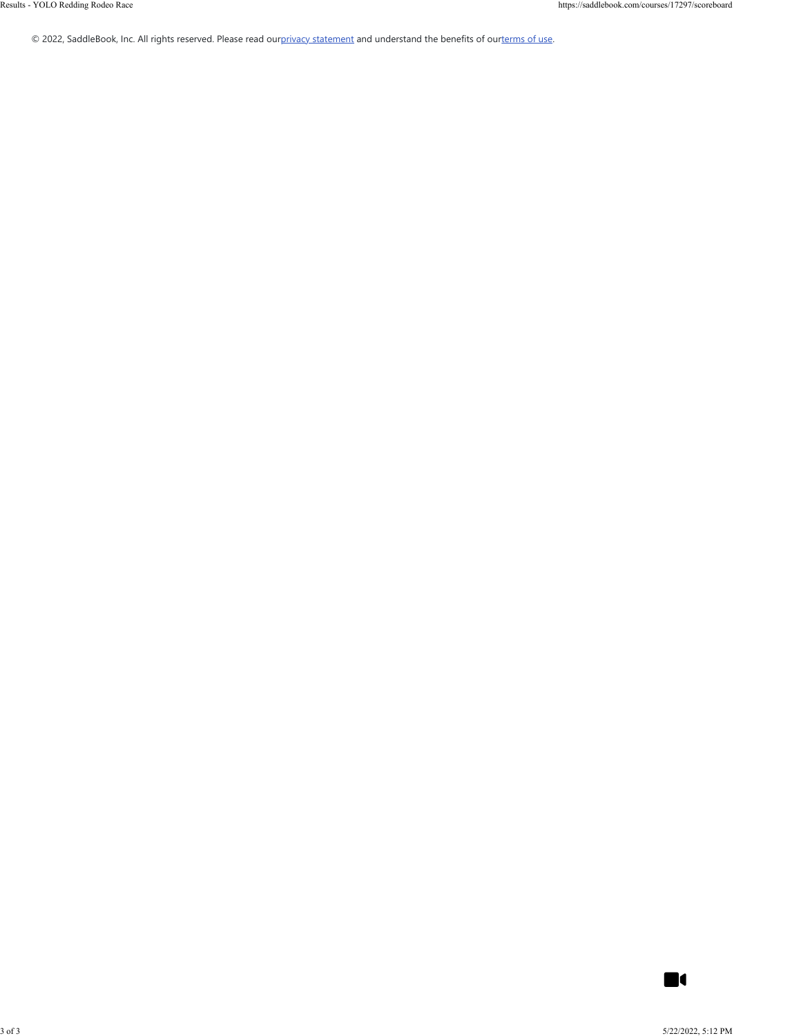© 2022, SaddleBook, Inc. All rights reserved. Please read our[privacy statement](#) and understand the benefits of our[terms of use](#).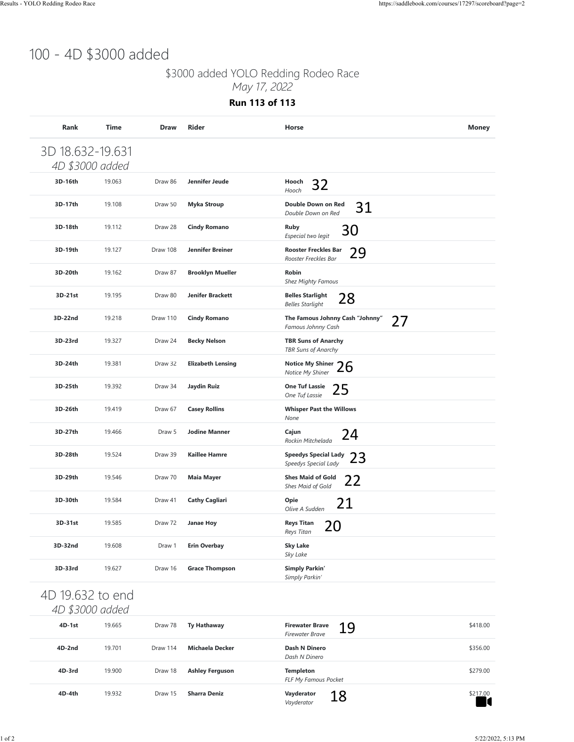# 100 - 4D $3000 added

## $3000 added YOLO Redding Rodeo Race

*May 17, 2022*

**Run 113 of 113**

| Rank | Time | Draw | Rider | Horse | Money |
|---|---|---|---|---|---|
| **3D 18.632-19.631** *4D $3000 added* | | | | | |
| 3D-16th | 19.063 | Draw 86 | Jennifer Jeude | **Hooch** *Hooch* 32 | |
| 3D-17th | 19.108 | Draw 50 | Myka Stroup | **Double Down on Red** *Double Down on Red* 31 | |
| 3D-18th | 19.112 | Draw 28 | Cindy Romano | **Ruby** *Especial two legit* 30 | |
| 3D-19th | 19.127 | Draw 108 | Jennifer Breiner | **Rooster Freckles Bar** *Rooster Freckles Bar* 29 | |
| 3D-20th | 19.162 | Draw 87 | Brooklyn Mueller | **Robin** *Shez Mighty Famous* | |
| 3D-21st | 19.195 | Draw 80 | Jenifer Brackett | **Belles Starlight** *Belles Starlight* 28 | |
| 3D-22nd | 19.218 | Draw 110 | Cindy Romano | **The Famous Johnny Cash "Johnny"** *Famous Johnny Cash* 27 | |
| 3D-23rd | 19.327 | Draw 24 | Becky Nelson | **TBR Suns of Anarchy** *TBR Suns of Anarchy* | |
| 3D-24th | 19.381 | Draw 32 | Elizabeth Lensing | **Notice My Shiner** *Notice My Shiner* 26 | |
| 3D-25th | 19.392 | Draw 34 | Jaydin Ruiz | **One Tuf Lassie** *One Tuf Lassie* 25 | |
| 3D-26th | 19.419 | Draw 67 | Casey Rollins | **Whisper Past the Willows** *None* | |
| 3D-27th | 19.466 | Draw 5 | Jodine Manner | **Cajun** *Rockin Mitchelada* 24 | |
| 3D-28th | 19.524 | Draw 39 | Kaillee Hamre | **Speedys Special Lady** *Speedys Special Lady* 23 | |
| 3D-29th | 19.546 | Draw 70 | Maia Mayer | **Shes Maid of Gold** *Shes Maid of Gold* 22 | |
| 3D-30th | 19.584 | Draw 41 | Cathy Cagliari | **Opie** *Olive A Sudden* 21 | |
| 3D-31st | 19.585 | Draw 72 | Janae Hoy | **Reys Titan** *Reys Titan* 20 | |
| 3D-32nd | 19.608 | Draw 1 | Erin Overbay | **Sky Lake** *Sky Lake* | |
| 3D-33rd | 19.627 | Draw 16 | Grace Thompson | **Simply Parkin'** *Simply Parkin'* | |
| **4D 19.632 to end** *4D $3000 added* | | | | | |
| 4D-1st | 19.665 | Draw 78 | Ty Hathaway | **Firewater Brave** *Firewater Brave* 19 | $418.00 |
| 4D-2nd | 19.701 | Draw 114 | Michaela Decker | **Dash N Dinero** *Dash N Dinero* | $356.00 |
| 4D-3rd | 19.900 | Draw 18 | Ashley Ferguson | **Templeton** *FLF My Famous Pocket* | $279.00 |
| 4D-4th | 19.932 | Draw 15 | Sharra Deniz | **Vayderator** *Vayderator* 18 | $217.00 |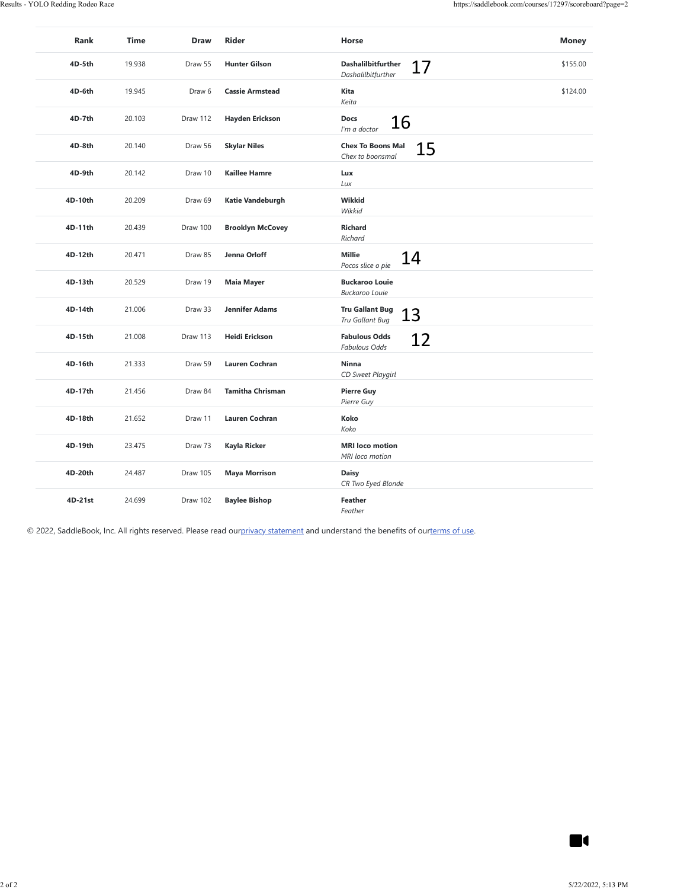| Rank | Time | Draw | Rider | Horse | Money |
|---|---|---|---|---|---|
| 4D-5th | 19.938 | Draw 55 | **Hunter Gilson** | **Dashalilbitfurther** *Dashalilbitfurther* 17 | $155.00 |
| 4D-6th | 19.945 | Draw 6 | **Cassie Armstead** | **Kita** *Keita* | $124.00 |
| 4D-7th | 20.103 | Draw 112 | **Hayden Erickson** | **Docs** *I'm a doctor* 16 | |
| 4D-8th | 20.140 | Draw 56 | **Skylar Niles** | **Chex To Boons Mal** *Chex to boonsmal* 15 | |
| 4D-9th | 20.142 | Draw 10 | **Kaillee Hamre** | **Lux** *Lux* | |
| 4D-10th | 20.209 | Draw 69 | **Katie Vandeburgh** | **Wikkid** *Wikkid* | |
| 4D-11th | 20.439 | Draw 100 | **Brooklyn McCovey** | **Richard** *Richard* | |
| 4D-12th | 20.471 | Draw 85 | **Jenna Orloff** | **Millie** *Pocos slice o pie* 14 | |
| 4D-13th | 20.529 | Draw 19 | **Maia Mayer** | **Buckaroo Louie** *Buckaroo Louie* | |
| 4D-14th | 21.006 | Draw 33 | **Jennifer Adams** | **Tru Gallant Bug** *Tru Gallant Bug* 13 | |
| 4D-15th | 21.008 | Draw 113 | **Heidi Erickson** | **Fabulous Odds** *Fabulous Odds* 12 | |
| 4D-16th | 21.333 | Draw 59 | **Lauren Cochran** | **Ninna** *CD Sweet Playgirl* | |
| 4D-17th | 21.456 | Draw 84 | **Tamitha Chrisman** | **Pierre Guy** *Pierre Guy* | |
| 4D-18th | 21.652 | Draw 11 | **Lauren Cochran** | **Koko** *Koko* | |
| 4D-19th | 23.475 | Draw 73 | **Kayla Ricker** | **MRI loco motion** *MRI loco motion* | |
| 4D-20th | 24.487 | Draw 105 | **Maya Morrison** | **Daisy** *CR Two Eyed Blonde* | |
| 4D-21st | 24.699 | Draw 102 | **Baylee Bishop** | **Feather** *Feather* | |

© 2022, SaddleBook, Inc. All rights reserved. Please read our privacy statement and understand the benefits of our terms of use.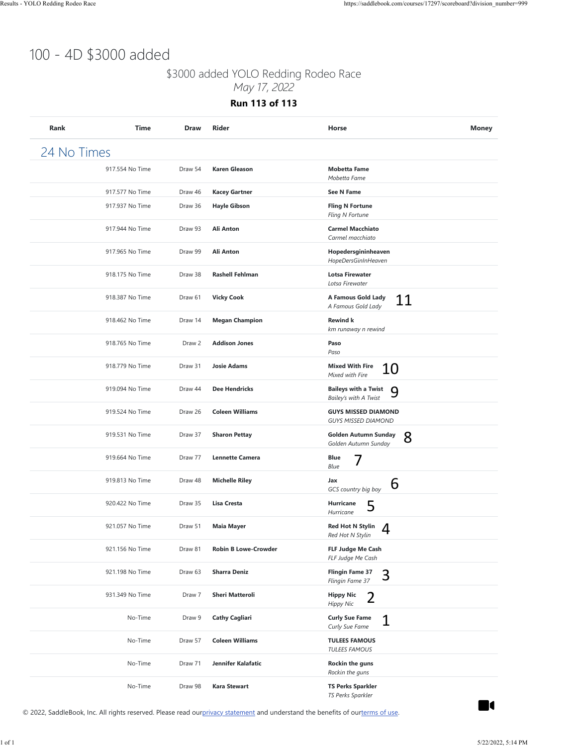# 100 - 4D $3000 added

$3000 added YOLO Redding Rodeo Race

*May 17, 2022*

**Run 113 of 113**

| Rank | Time | Draw | Rider | Horse | Money |
|---|---|---|---|---|---|
| **24 No Times** | | | | | |
| | 917.554 No Time | Draw 54 | **Karen Gleason** | **Mobetta Fame**<br>*Mobetta Fame* | |
| | 917.577 No Time | Draw 46 | **Kacey Gartner** | **See N Fame** | |
| | 917.937 No Time | Draw 36 | **Hayle Gibson** | **Fling N Fortune**<br>*Fling N Fortune* | |
| | 917.944 No Time | Draw 93 | **Ali Anton** | **Carmel Macchiato**<br>*Carmel macchiato* | |
| | 917.965 No Time | Draw 99 | **Ali Anton** | **Hopedersgininheaven**<br>*HopeDersGinInHeaven* | |
| | 918.175 No Time | Draw 38 | **Rashell Fehlman** | **Lotsa Firewater**<br>*Lotsa Firewater* | |
| | 918.387 No Time | Draw 61 | **Vicky Cook** | **A Famous Gold Lady** 11<br>*A Famous Gold Lady* | |
| | 918.462 No Time | Draw 14 | **Megan Champion** | **Rewind k**<br>*km runaway n rewind* | |
| | 918.765 No Time | Draw 2 | **Addison Jones** | **Paso**<br>*Paso* | |
| | 918.779 No Time | Draw 31 | **Josie Adams** | **Mixed With Fire** 10<br>*Mixed with Fire* | |
| | 919.094 No Time | Draw 44 | **Dee Hendricks** | **Baileys with a Twist** 9<br>*Bailey's with A Twist* | |
| | 919.524 No Time | Draw 26 | **Coleen Williams** | **GUYS MISSED DIAMOND**<br>*GUYS MISSED DIAMOND* | |
| | 919.531 No Time | Draw 37 | **Sharon Pettay** | **Golden Autumn Sunday** 8<br>*Golden Autumn Sunday* | |
| | 919.664 No Time | Draw 77 | **Lennette Camera** | **Blue** 7<br>*Blue* | |
| | 919.813 No Time | Draw 48 | **Michelle Riley** | **Jax** 6<br>*GCS country big boy* | |
| | 920.422 No Time | Draw 35 | **Lisa Cresta** | **Hurricane** 5<br>*Hurricane* | |
| | 921.057 No Time | Draw 51 | **Maia Mayer** | **Red Hot N Stylin** 4<br>*Red Hot N Stylin* | |
| | 921.156 No Time | Draw 81 | **Robin B Lowe-Crowder** | **FLF Judge Me Cash**<br>*FLF Judge Me Cash* | |
| | 921.198 No Time | Draw 63 | **Sharra Deniz** | **Flingin Fame 37** 3<br>*Flingin Fame 37* | |
| | 931.349 No Time | Draw 7 | **Sheri Matteroli** | **Hippy Nic** 2<br>*Hippy Nic* | |
| | No-Time | Draw 9 | **Cathy Cagliari** | **Curly Sue Fame** 1<br>*Curly Sue Fame* | |
| | No-Time | Draw 57 | **Coleen Williams** | **TULEES FAMOUS**<br>*TULEES FAMOUS* | |
| | No-Time | Draw 71 | **Jennifer Kalafatic** | **Rockin the guns**<br>*Rockin the guns* | |
| | No-Time | Draw 98 | **Kara Stewart** | **TS Perks Sparkler**<br>*TS Perks Sparkler* | |

© 2022, SaddleBook, Inc. All rights reserved. Please read our privacy statement and understand the benefits of our terms of use.